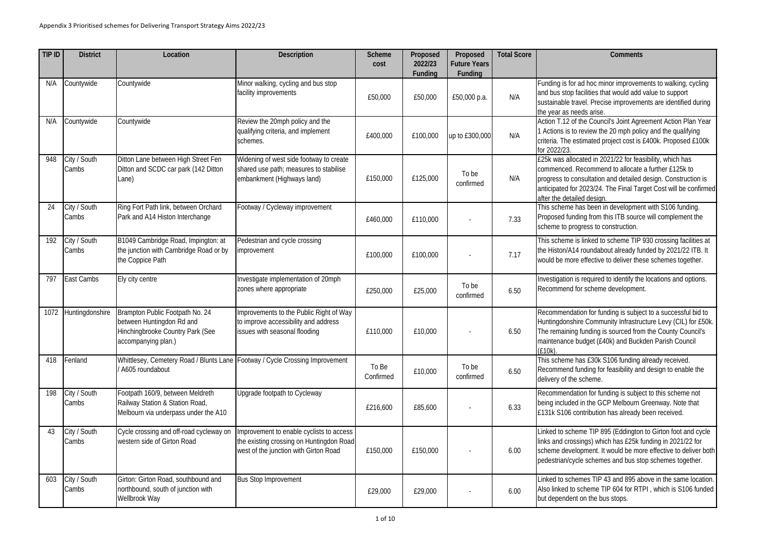Appendix 3 Prioritised schemes for Delivering Transport Strategy Aims 2022/23

| TIP ID | District | Location | Description | Scheme cost | Proposed 2022/23 Funding | Proposed Future Years Funding | Total Score | Comments |
|---|---|---|---|---|---|---|---|---|
| N/A | Countywide | Countywide | Minor walking, cycling and bus stop facility improvements | £50,000 | £50,000 | £50,000 p.a. | N/A | Funding is for ad hoc minor improvements to walking, cycling and bus stop facilities that would add value to support sustainable travel. Precise improvements are identified during the year as needs arise. |
| N/A | Countywide | Countywide | Review the 20mph policy and the qualifying criteria, and implement schemes. | £400,000 | £100,000 | up to £300,000 | N/A | Action T.12 of the Council's Joint Agreement Action Plan Year 1 Actions is to review the 20 mph policy and the qualifying criteria. The estimated project cost is £400k. Proposed £100k for 2022/23. |
| 948 | City / South Cambs | Ditton Lane between High Street Fen Ditton and SCDC car park (142 Ditton Lane) | Widening of west side footway to create shared use path; measures to stabilise embankment (Highways land) | £150,000 | £125,000 | To be confirmed | N/A | £25k was allocated in 2021/22 for feasibility, which has commenced. Recommend to allocate a further £125k to progress to consultation and detailed design. Construction is anticipated for 2023/24. The Final Target Cost will be confirmed after the detailed design. |
| 24 | City / South Cambs | Ring Fort Path link, between Orchard Park and A14 Histon Interchange | Footway / Cycleway improvement | £460,000 | £110,000 | - | 7.33 | This scheme has been in development with S106 funding. Proposed funding from this ITB source will complement the scheme to progress to construction. |
| 192 | City / South Cambs | B1049 Cambridge Road, Impington: at the junction with Cambridge Road or by the Coppice Path | Pedestrian and cycle crossing improvement | £100,000 | £100,000 | - | 7.17 | This scheme is linked to scheme TIP 930 crossing facilities at the Histon/A14 roundabout already funded by 2021/22 ITB. It would be more effective to deliver these schemes together. |
| 797 | East Cambs | Ely city centre | Investigate implementation of 20mph zones where appropriate | £250,000 | £25,000 | To be confirmed | 6.50 | Investigation is required to identify the locations and options. Recommend for scheme development. |
| 1072 | Huntingdonshire | Brampton Public Footpath No. 24 between Huntingdon Rd and Hinchingbrooke Country Park (See accompanying plan.) | Improvements to the Public Right of Way to improve accessibility and address issues with seasonal flooding | £110,000 | £10,000 | - | 6.50 | Recommendation for funding is subject to a successful bid to Huntingdonshire Community Infrastructure Levy (CIL) for £50k. The remaining funding is sourced from the County Council's maintenance budget (£40k) and Buckden Parish Council (£10k). |
| 418 | Fenland | Whittlesey, Cemetery Road / Blunts Lane / A605 roundabout | Footway / Cycle Crossing Improvement | To Be Confirmed | £10,000 | To be confirmed | 6.50 | This scheme has £30k S106 funding already received. Recommend funding for feasibility and design to enable the delivery of the scheme. |
| 198 | City / South Cambs | Footpath 160/9, between Meldreth Railway Station & Station Road, Melbourn via underpass under the A10 | Upgrade footpath to Cycleway | £216,600 | £85,600 | - | 6.33 | Recommendation for funding is subject to this scheme not being included in the GCP Melbourn Greenway. Note that £131k S106 contribution has already been received. |
| 43 | City / South Cambs | Cycle crossing and off-road cycleway on western side of Girton Road | Improvement to enable cyclists to access the existing crossing on Huntingdon Road west of the junction with Girton Road | £150,000 | £150,000 | - | 6.00 | Linked to scheme TIP 895 (Eddington to Girton foot and cycle links and crossings) which has £25k funding in 2021/22 for scheme development. It would be more effective to deliver both pedestrian/cycle schemes and bus stop schemes together. |
| 603 | City / South Cambs | Girton: Girton Road, southbound and northbound, south of junction with Wellbrook Way | Bus Stop Improvement | £29,000 | £29,000 | - | 6.00 | Linked to schemes TIP 43 and 895 above in the same location. Also linked to scheme TIP 604 for RTPI , which is S106 funded but dependent on the bus stops. |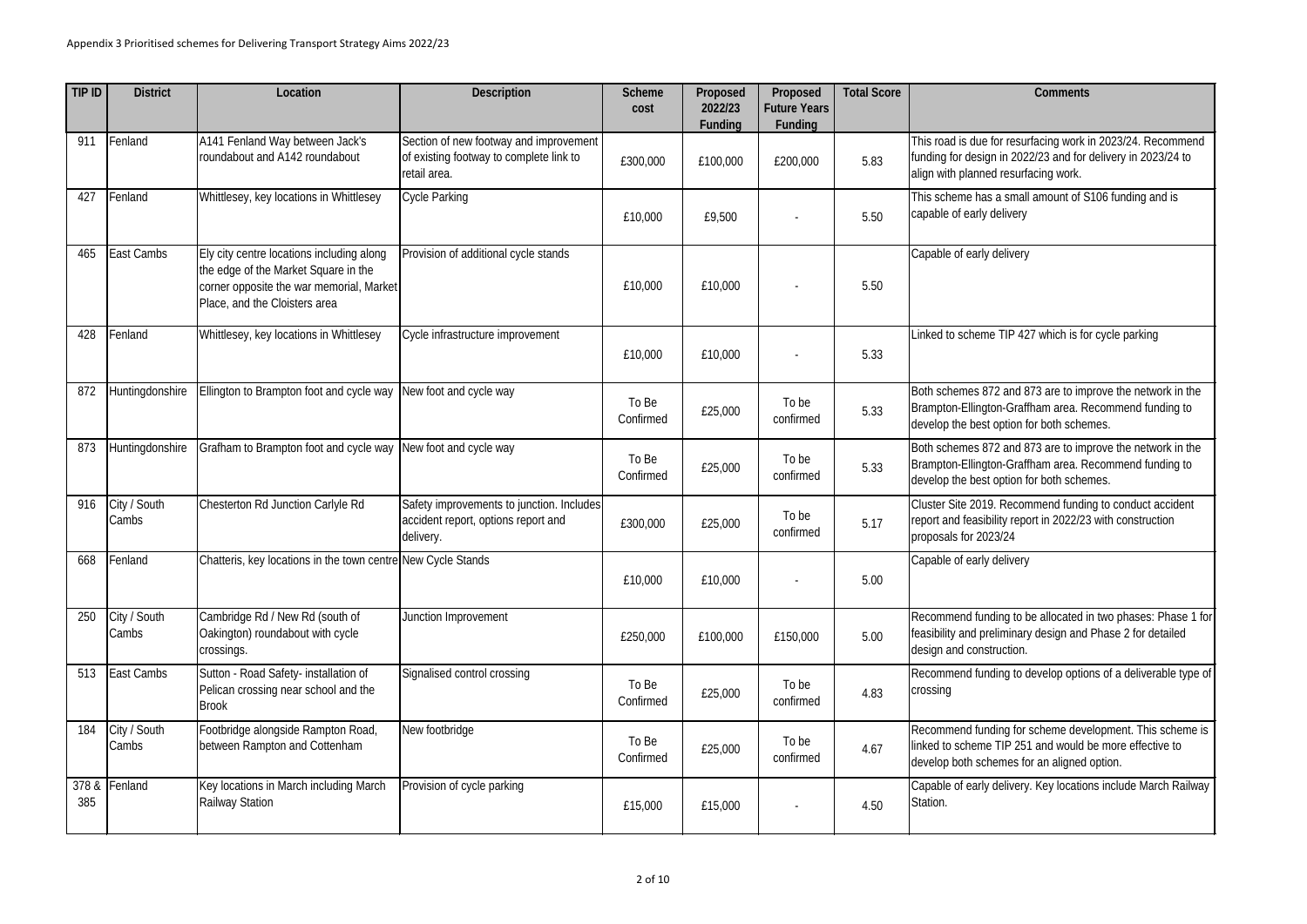Appendix 3 Prioritised schemes for Delivering Transport Strategy Aims 2022/23

| TIP ID | District | Location | Description | Scheme cost | Proposed 2022/23 Funding | Proposed Future Years Funding | Total Score | Comments |
|---|---|---|---|---|---|---|---|---|
| 911 | Fenland | A141 Fenland Way between Jack's roundabout and A142 roundabout | Section of new footway and improvement of existing footway to complete link to retail area. | £300,000 | £100,000 | £200,000 | 5.83 | This road is due for resurfacing work in 2023/24. Recommend funding for design in 2022/23 and for delivery in 2023/24 to align with planned resurfacing work. |
| 427 | Fenland | Whittlesey, key locations in Whittlesey | Cycle Parking | £10,000 | £9,500 | - | 5.50 | This scheme has a small amount of S106 funding and is capable of early delivery |
| 465 | East Cambs | Ely city centre locations including along the edge of the Market Square in the corner opposite the war memorial, Market Place, and the Cloisters area | Provision of additional cycle stands | £10,000 | £10,000 | - | 5.50 | Capable of early delivery |
| 428 | Fenland | Whittlesey, key locations in Whittlesey | Cycle infrastructure improvement | £10,000 | £10,000 | - | 5.33 | Linked to scheme TIP 427 which is for cycle parking |
| 872 | Huntingdonshire | Ellington to Brampton foot and cycle way | New foot and cycle way | To Be Confirmed | £25,000 | To be confirmed | 5.33 | Both schemes 872 and 873 are to improve the network in the Brampton-Ellington-Graffham area. Recommend funding to develop the best option for both schemes. |
| 873 | Huntingdonshire | Grafham to Brampton foot and cycle way | New foot and cycle way | To Be Confirmed | £25,000 | To be confirmed | 5.33 | Both schemes 872 and 873 are to improve the network in the Brampton-Ellington-Graffham area. Recommend funding to develop the best option for both schemes. |
| 916 | City / South Cambs | Chesterton Rd Junction Carlyle Rd | Safety improvements to junction. Includes accident report, options report and delivery. | £300,000 | £25,000 | To be confirmed | 5.17 | Cluster Site 2019. Recommend funding to conduct accident report and feasibility report in 2022/23 with construction proposals for 2023/24 |
| 668 | Fenland | Chatteris, key locations in the town centre | New Cycle Stands | £10,000 | £10,000 | - | 5.00 | Capable of early delivery |
| 250 | City / South Cambs | Cambridge Rd / New Rd (south of Oakington) roundabout with cycle crossings. | Junction Improvement | £250,000 | £100,000 | £150,000 | 5.00 | Recommend funding to be allocated in two phases: Phase 1 for feasibility and preliminary design and Phase 2 for detailed design and construction. |
| 513 | East Cambs | Sutton - Road Safety- installation of Pelican crossing near school and the Brook | Signalised control crossing | To Be Confirmed | £25,000 | To be confirmed | 4.83 | Recommend funding to develop options of a deliverable type of crossing |
| 184 | City / South Cambs | Footbridge alongside Rampton Road, between Rampton and Cottenham | New footbridge | To Be Confirmed | £25,000 | To be confirmed | 4.67 | Recommend funding for scheme development. This scheme is linked to scheme TIP 251 and would be more effective to develop both schemes for an aligned option. |
| 378 & 385 | Fenland | Key locations in March including March Railway Station | Provision of cycle parking | £15,000 | £15,000 | - | 4.50 | Capable of early delivery. Key locations include March Railway Station. |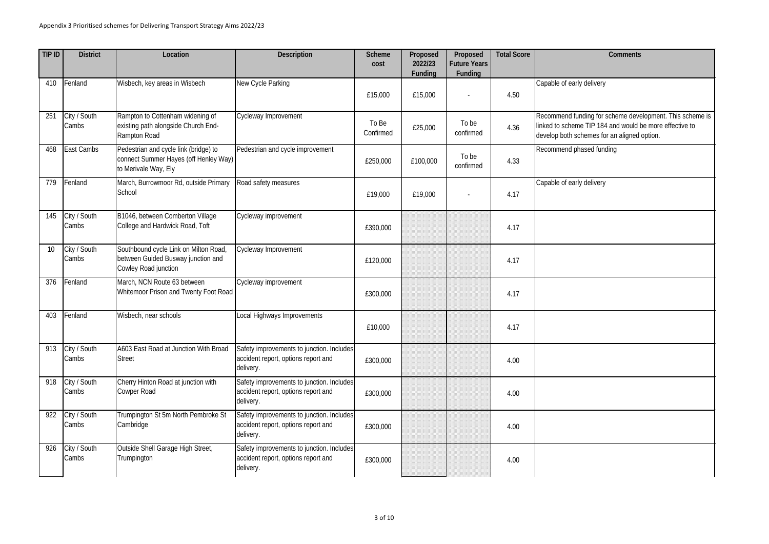Appendix 3 Prioritised schemes for Delivering Transport Strategy Aims 2022/23

| TIP ID | District | Location | Description | Scheme cost | Proposed 2022/23 Funding | Proposed Future Years Funding | Total Score | Comments |
|---|---|---|---|---|---|---|---|---|
| 410 | Fenland | Wisbech, key areas in Wisbech | New Cycle Parking | £15,000 | £15,000 | - | 4.50 | Capable of early delivery |
| 251 | City / South Cambs | Rampton to Cottenham widening of existing path alongside Church End-Rampton Road | Cycleway Improvement | To Be Confirmed | £25,000 | To be confirmed | 4.36 | Recommend funding for scheme development. This scheme is linked to scheme TIP 184 and would be more effective to develop both schemes for an aligned option. |
| 468 | East Cambs | Pedestrian and cycle link (bridge) to connect Summer Hayes (off Henley Way) to Merivale Way, Ely | Pedestrian and cycle improvement | £250,000 | £100,000 | To be confirmed | 4.33 | Recommend phased funding |
| 779 | Fenland | March, Burrowmoor Rd, outside Primary School | Road safety measures | £19,000 | £19,000 | - | 4.17 | Capable of early delivery |
| 145 | City / South Cambs | B1046, between Comberton Village College and Hardwick Road, Toft | Cycleway improvement | £390,000 | | | 4.17 | |
| 10 | City / South Cambs | Southbound cycle Link on Milton Road, between Guided Busway junction and Cowley Road junction | Cycleway Improvement | £120,000 | | | 4.17 | |
| 376 | Fenland | March, NCN Route 63 between Whitemoor Prison and Twenty Foot Road | Cycleway improvement | £300,000 | | | 4.17 | |
| 403 | Fenland | Wisbech, near schools | Local Highways Improvements | £10,000 | | | 4.17 | |
| 913 | City / South Cambs | A603 East Road at Junction With Broad Street | Safety improvements to junction. Includes accident report, options report and delivery. | £300,000 | | | 4.00 | |
| 918 | City / South Cambs | Cherry Hinton Road at junction with Cowper Road | Safety improvements to junction. Includes accident report, options report and delivery. | £300,000 | | | 4.00 | |
| 922 | City / South Cambs | Trumpington St 5m North Pembroke St Cambridge | Safety improvements to junction. Includes accident report, options report and delivery. | £300,000 | | | 4.00 | |
| 926 | City / South Cambs | Outside Shell Garage High Street, Trumpington | Safety improvements to junction. Includes accident report, options report and delivery. | £300,000 | | | 4.00 | |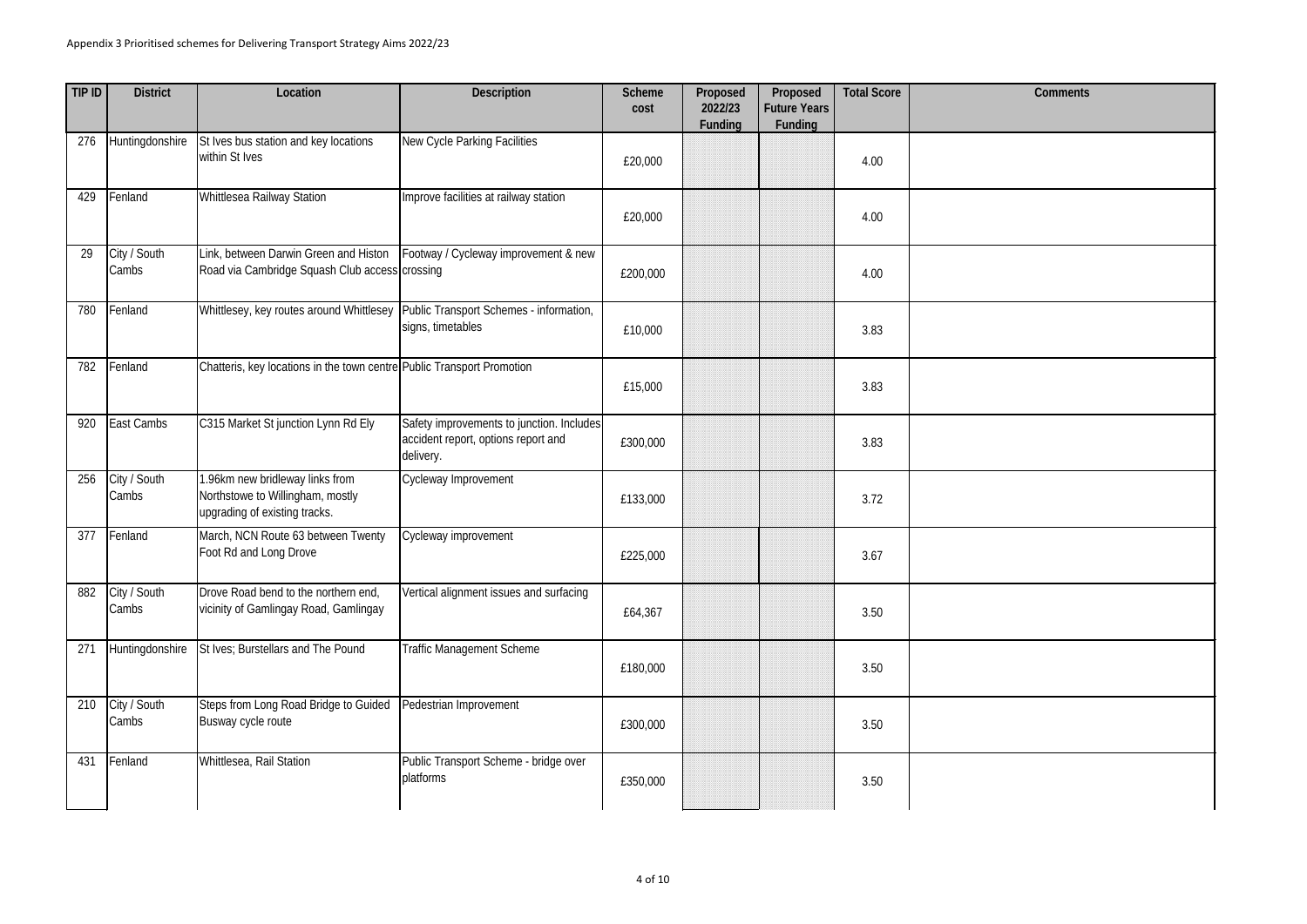Appendix 3 Prioritised schemes for Delivering Transport Strategy Aims 2022/23

| TIP ID | District | Location | Description | Scheme cost | Proposed 2022/23 Funding | Proposed Future Years Funding | Total Score | Comments |
|---|---|---|---|---|---|---|---|---|
| 276 | Huntingdonshire | St Ives bus station and key locations within St Ives | New Cycle Parking Facilities | £20,000 | | | 4.00 | |
| 429 | Fenland | Whittlesea Railway Station | Improve facilities at railway station | £20,000 | | | 4.00 | |
| 29 | City / South Cambs | Link, between Darwin Green and Histon Road via Cambridge Squash Club access | Footway / Cycleway improvement & new crossing | £200,000 | | | 4.00 | |
| 780 | Fenland | Whittlesey, key routes around Whittlesey | Public Transport Schemes - information, signs, timetables | £10,000 | | | 3.83 | |
| 782 | Fenland | Chatteris, key locations in the town centre | Public Transport Promotion | £15,000 | | | 3.83 | |
| 920 | East Cambs | C315 Market St junction Lynn Rd Ely | Safety improvements to junction. Includes accident report, options report and delivery. | £300,000 | | | 3.83 | |
| 256 | City / South Cambs | 1.96km new bridleway links from Northstowe to Willingham, mostly upgrading of existing tracks. | Cycleway Improvement | £133,000 | | | 3.72 | |
| 377 | Fenland | March, NCN Route 63 between Twenty Foot Rd and Long Drove | Cycleway improvement | £225,000 | | | 3.67 | |
| 882 | City / South Cambs | Drove Road bend to the northern end, vicinity of Gamlingay Road, Gamlingay | Vertical alignment issues and surfacing | £64,367 | | | 3.50 | |
| 271 | Huntingdonshire | St Ives; Burstellars and The Pound | Traffic Management Scheme | £180,000 | | | 3.50 | |
| 210 | City / South Cambs | Steps from Long Road Bridge to Guided Busway cycle route | Pedestrian Improvement | £300,000 | | | 3.50 | |
| 431 | Fenland | Whittlesea, Rail Station | Public Transport Scheme - bridge over platforms | £350,000 | | | 3.50 | |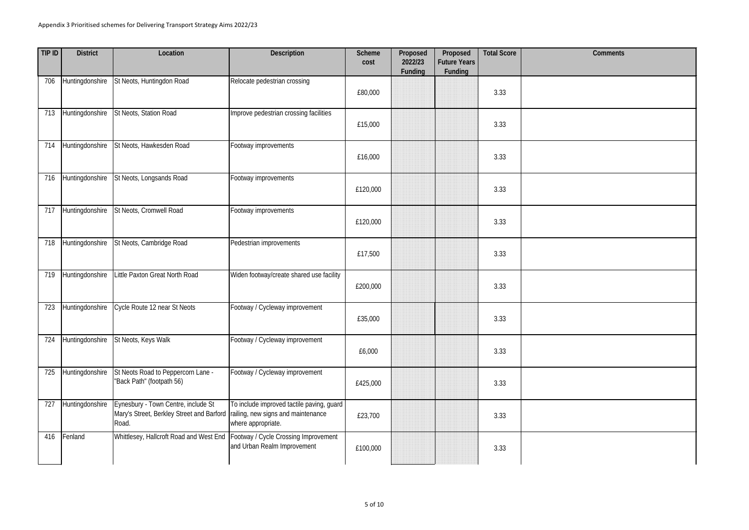Appendix 3 Prioritised schemes for Delivering Transport Strategy Aims 2022/23

| TIP ID | District | Location | Description | Scheme cost | Proposed 2022/23 Funding | Proposed Future Years Funding | Total Score | Comments |
|---|---|---|---|---|---|---|---|---|
| 706 | Huntingdonshire | St Neots, Huntingdon Road | Relocate pedestrian crossing | £80,000 | | | 3.33 | |
| 713 | Huntingdonshire | St Neots, Station Road | Improve pedestrian crossing facilities | £15,000 | | | 3.33 | |
| 714 | Huntingdonshire | St Neots, Hawkesden Road | Footway improvements | £16,000 | | | 3.33 | |
| 716 | Huntingdonshire | St Neots, Longsands Road | Footway improvements | £120,000 | | | 3.33 | |
| 717 | Huntingdonshire | St Neots, Cromwell Road | Footway improvements | £120,000 | | | 3.33 | |
| 718 | Huntingdonshire | St Neots, Cambridge Road | Pedestrian improvements | £17,500 | | | 3.33 | |
| 719 | Huntingdonshire | Little Paxton Great North Road | Widen footway/create shared use facility | £200,000 | | | 3.33 | |
| 723 | Huntingdonshire | Cycle Route 12 near St Neots | Footway / Cycleway improvement | £35,000 | | | 3.33 | |
| 724 | Huntingdonshire | St Neots, Keys Walk | Footway / Cycleway improvement | £6,000 | | | 3.33 | |
| 725 | Huntingdonshire | St Neots Road to Peppercorn Lane - "Back Path" (footpath 56) | Footway / Cycleway improvement | £425,000 | | | 3.33 | |
| 727 | Huntingdonshire | Eynesbury - Town Centre, include St Mary's Street, Berkley Street and Barford Road. | To include improved tactile paving, guard railing, new signs and maintenance where appropriate. | £23,700 | | | 3.33 | |
| 416 | Fenland | Whittlesey, Hallcroft Road and West End | Footway / Cycle Crossing Improvement and Urban Realm Improvement | £100,000 | | | 3.33 | |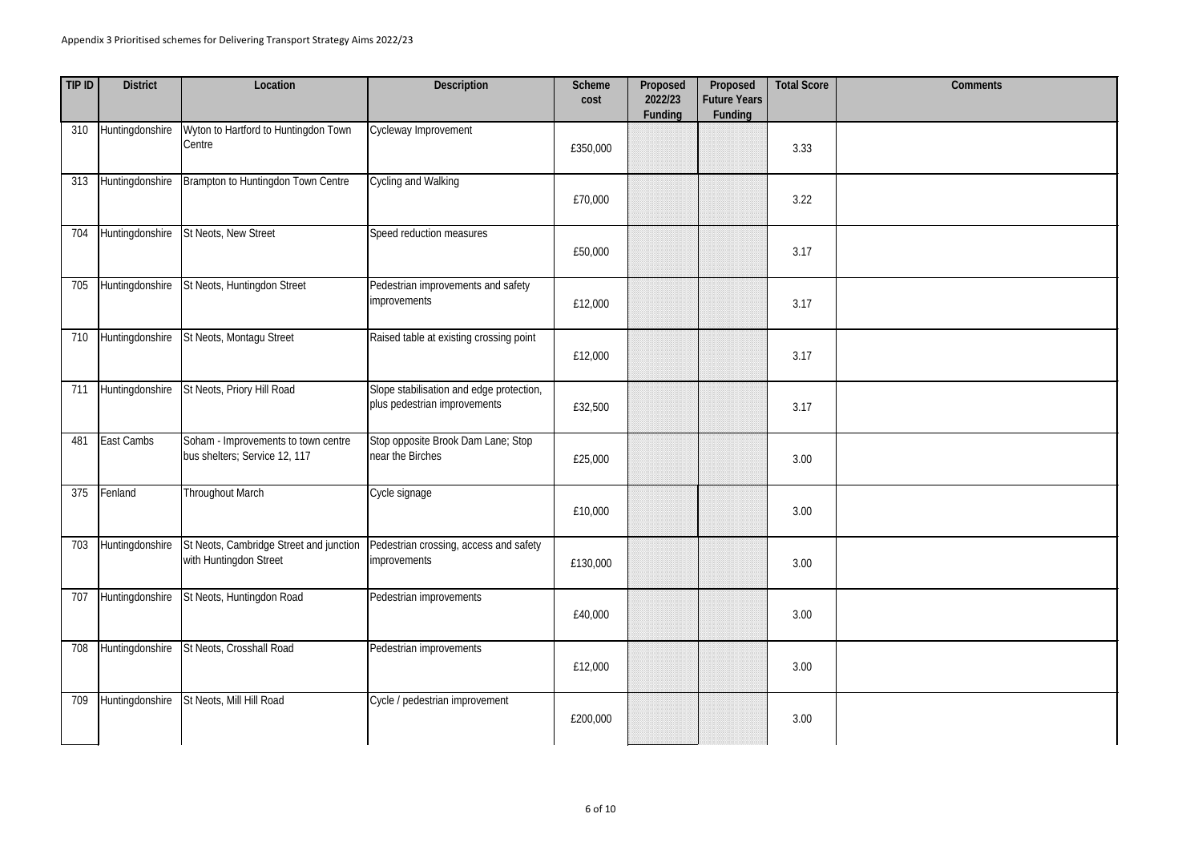Appendix 3 Prioritised schemes for Delivering Transport Strategy Aims 2022/23

| TIP ID | District | Location | Description | Scheme cost | Proposed 2022/23 Funding | Proposed Future Years Funding | Total Score | Comments |
|---|---|---|---|---|---|---|---|---|
| 310 | Huntingdonshire | Wyton to Hartford to Huntingdon Town Centre | Cycleway Improvement | £350,000 | | | 3.33 | |
| 313 | Huntingdonshire | Brampton to Huntingdon Town Centre | Cycling and Walking | £70,000 | | | 3.22 | |
| 704 | Huntingdonshire | St Neots, New Street | Speed reduction measures | £50,000 | | | 3.17 | |
| 705 | Huntingdonshire | St Neots, Huntingdon Street | Pedestrian improvements and safety improvements | £12,000 | | | 3.17 | |
| 710 | Huntingdonshire | St Neots, Montagu Street | Raised table at existing crossing point | £12,000 | | | 3.17 | |
| 711 | Huntingdonshire | St Neots, Priory Hill Road | Slope stabilisation and edge protection, plus pedestrian improvements | £32,500 | | | 3.17 | |
| 481 | East Cambs | Soham - Improvements to town centre bus shelters; Service 12, 117 | Stop opposite Brook Dam Lane; Stop near the Birches | £25,000 | | | 3.00 | |
| 375 | Fenland | Throughout March | Cycle signage | £10,000 | | | 3.00 | |
| 703 | Huntingdonshire | St Neots, Cambridge Street and junction with Huntingdon Street | Pedestrian crossing, access and safety improvements | £130,000 | | | 3.00 | |
| 707 | Huntingdonshire | St Neots, Huntingdon Road | Pedestrian improvements | £40,000 | | | 3.00 | |
| 708 | Huntingdonshire | St Neots, Crosshall Road | Pedestrian improvements | £12,000 | | | 3.00 | |
| 709 | Huntingdonshire | St Neots, Mill Hill Road | Cycle / pedestrian improvement | £200,000 | | | 3.00 | |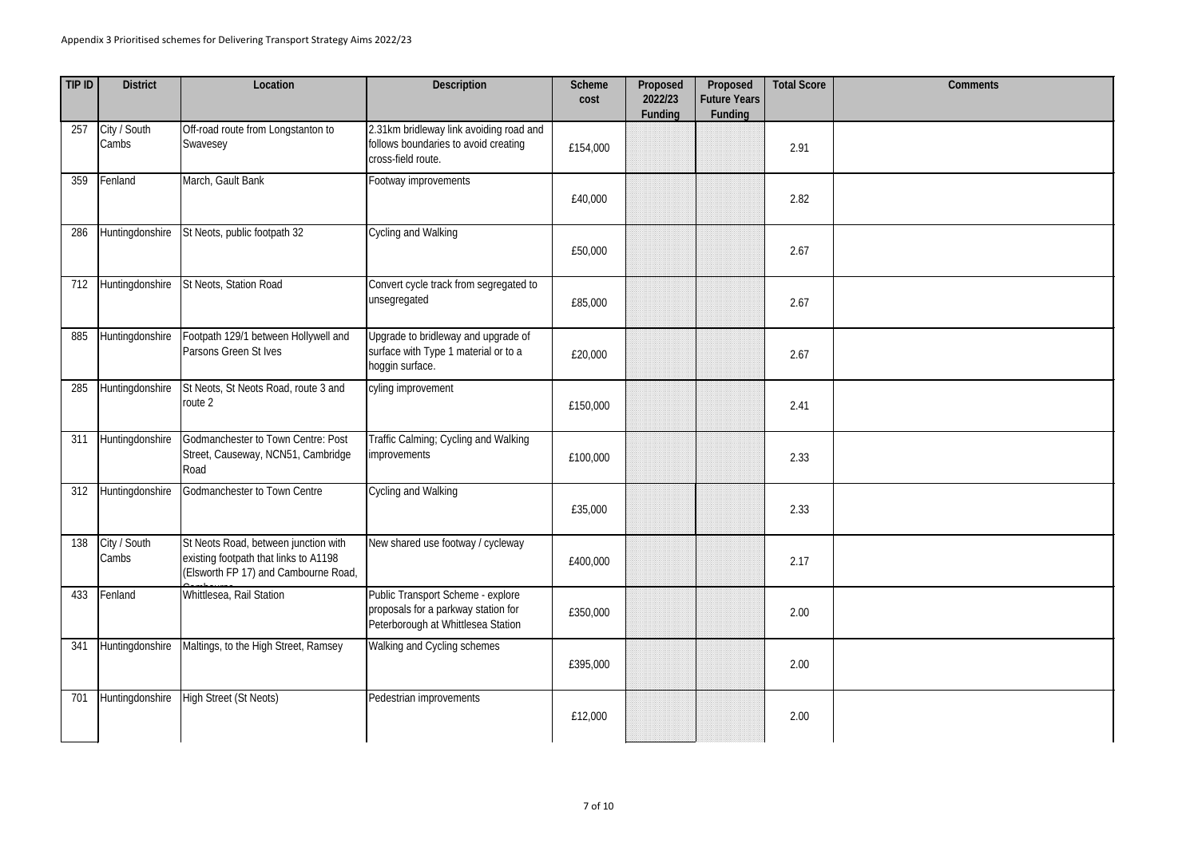Appendix 3 Prioritised schemes for Delivering Transport Strategy Aims 2022/23

| TIP ID | District | Location | Description | Scheme cost | Proposed 2022/23 Funding | Proposed Future Years Funding | Total Score | Comments |
|---|---|---|---|---|---|---|---|---|
| 257 | City / South Cambs | Off-road route from Longstanton to Swavesey | 2.31km bridleway link avoiding road and follows boundaries to avoid creating cross-field route. | £154,000 | | | 2.91 | |
| 359 | Fenland | March, Gault Bank | Footway improvements | £40,000 | | | 2.82 | |
| 286 | Huntingdonshire | St Neots, public footpath 32 | Cycling and Walking | £50,000 | | | 2.67 | |
| 712 | Huntingdonshire | St Neots, Station Road | Convert cycle track from segregated to unsegregated | £85,000 | | | 2.67 | |
| 885 | Huntingdonshire | Footpath 129/1 between Hollywell and Parsons Green St Ives | Upgrade to bridleway and upgrade of surface with Type 1 material or to a hoggin surface. | £20,000 | | | 2.67 | |
| 285 | Huntingdonshire | St Neots, St Neots Road, route 3 and route 2 | cyling improvement | £150,000 | | | 2.41 | |
| 311 | Huntingdonshire | Godmanchester to Town Centre: Post Street, Causeway, NCN51, Cambridge Road | Traffic Calming; Cycling and Walking improvements | £100,000 | | | 2.33 | |
| 312 | Huntingdonshire | Godmanchester to Town Centre | Cycling and Walking | £35,000 | | | 2.33 | |
| 138 | City / South Cambs | St Neots Road, between junction with existing footpath that links to A1198 (Elsworth FP 17) and Cambourne Road, Cambourne | New shared use footway / cycleway | £400,000 | | | 2.17 | |
| 433 | Fenland | Whittlesea, Rail Station | Public Transport Scheme - explore proposals for a parkway station for Peterborough at Whittlesea Station | £350,000 | | | 2.00 | |
| 341 | Huntingdonshire | Maltings, to the High Street, Ramsey | Walking and Cycling schemes | £395,000 | | | 2.00 | |
| 701 | Huntingdonshire | High Street (St Neots) | Pedestrian improvements | £12,000 | | | 2.00 | |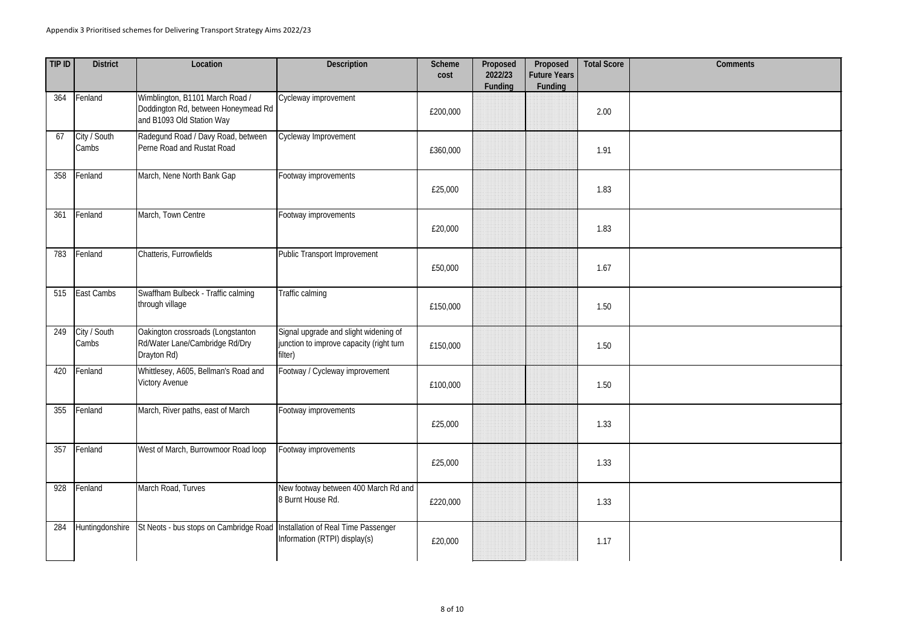Appendix 3 Prioritised schemes for Delivering Transport Strategy Aims 2022/23

| TIP ID | District | Location | Description | Scheme cost | Proposed 2022/23 Funding | Proposed Future Years Funding | Total Score | Comments |
|---|---|---|---|---|---|---|---|---|
| 364 | Fenland | Wimblington, B1101 March Road / Doddington Rd, between Honeymead Rd and B1093 Old Station Way | Cycleway improvement | £200,000 | | | 2.00 | |
| 67 | City / South Cambs | Radegund Road / Davy Road, between Perne Road and Rustat Road | Cycleway Improvement | £360,000 | | | 1.91 | |
| 358 | Fenland | March, Nene North Bank Gap | Footway improvements | £25,000 | | | 1.83 | |
| 361 | Fenland | March, Town Centre | Footway improvements | £20,000 | | | 1.83 | |
| 783 | Fenland | Chatteris, Furrowfields | Public Transport Improvement | £50,000 | | | 1.67 | |
| 515 | East Cambs | Swaffham Bulbeck - Traffic calming through village | Traffic calming | £150,000 | | | 1.50 | |
| 249 | City / South Cambs | Oakington crossroads (Longstanton Rd/Water Lane/Cambridge Rd/Dry Drayton Rd) | Signal upgrade and slight widening of junction to improve capacity (right turn filter) | £150,000 | | | 1.50 | |
| 420 | Fenland | Whittlesey, A605, Bellman's Road and Victory Avenue | Footway / Cycleway improvement | £100,000 | | | 1.50 | |
| 355 | Fenland | March, River paths, east of March | Footway improvements | £25,000 | | | 1.33 | |
| 357 | Fenland | West of March, Burrowmoor Road loop | Footway improvements | £25,000 | | | 1.33 | |
| 928 | Fenland | March Road, Turves | New footway between 400 March Rd and 8 Burnt House Rd. | £220,000 | | | 1.33 | |
| 284 | Huntingdonshire | St Neots - bus stops on Cambridge Road | Installation of Real Time Passenger Information (RTPI) display(s) | £20,000 | | | 1.17 | |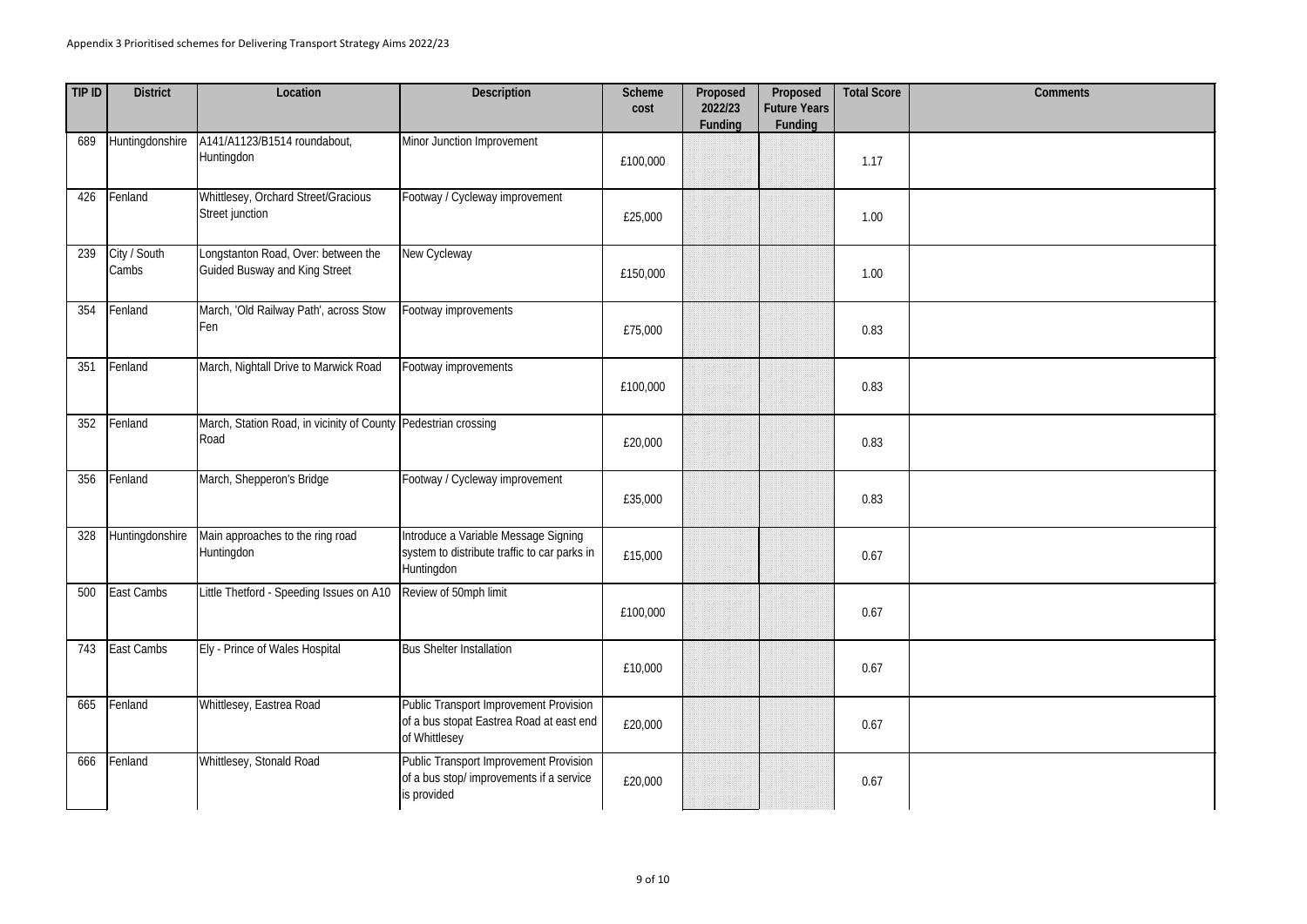Appendix 3 Prioritised schemes for Delivering Transport Strategy Aims 2022/23

| TIP ID | District | Location | Description | Scheme cost | Proposed 2022/23 Funding | Proposed Future Years Funding | Total Score | Comments |
|---|---|---|---|---|---|---|---|---|
| 689 | Huntingdonshire | A141/A1123/B1514 roundabout, Huntingdon | Minor Junction Improvement | £100,000 | | | 1.17 | |
| 426 | Fenland | Whittlesey, Orchard Street/Gracious Street junction | Footway / Cycleway improvement | £25,000 | | | 1.00 | |
| 239 | City / South Cambs | Longstanton Road, Over: between the Guided Busway and King Street | New Cycleway | £150,000 | | | 1.00 | |
| 354 | Fenland | March, 'Old Railway Path', across Stow Fen | Footway improvements | £75,000 | | | 0.83 | |
| 351 | Fenland | March, Nightall Drive to Marwick Road | Footway improvements | £100,000 | | | 0.83 | |
| 352 | Fenland | March, Station Road, in vicinity of County Road | Pedestrian crossing | £20,000 | | | 0.83 | |
| 356 | Fenland | March, Shepperon's Bridge | Footway / Cycleway improvement | £35,000 | | | 0.83 | |
| 328 | Huntingdonshire | Main approaches to the ring road Huntingdon | Introduce a Variable Message Signing system to distribute traffic to car parks in Huntingdon | £15,000 | | | 0.67 | |
| 500 | East Cambs | Little Thetford - Speeding Issues on A10 | Review of 50mph limit | £100,000 | | | 0.67 | |
| 743 | East Cambs | Ely - Prince of Wales Hospital | Bus Shelter Installation | £10,000 | | | 0.67 | |
| 665 | Fenland | Whittlesey, Eastrea Road | Public Transport Improvement Provision of a bus stopat Eastrea Road at east end of Whittlesey | £20,000 | | | 0.67 | |
| 666 | Fenland | Whittlesey, Stonald Road | Public Transport Improvement Provision of a bus stop/ improvements if a service is provided | £20,000 | | | 0.67 | |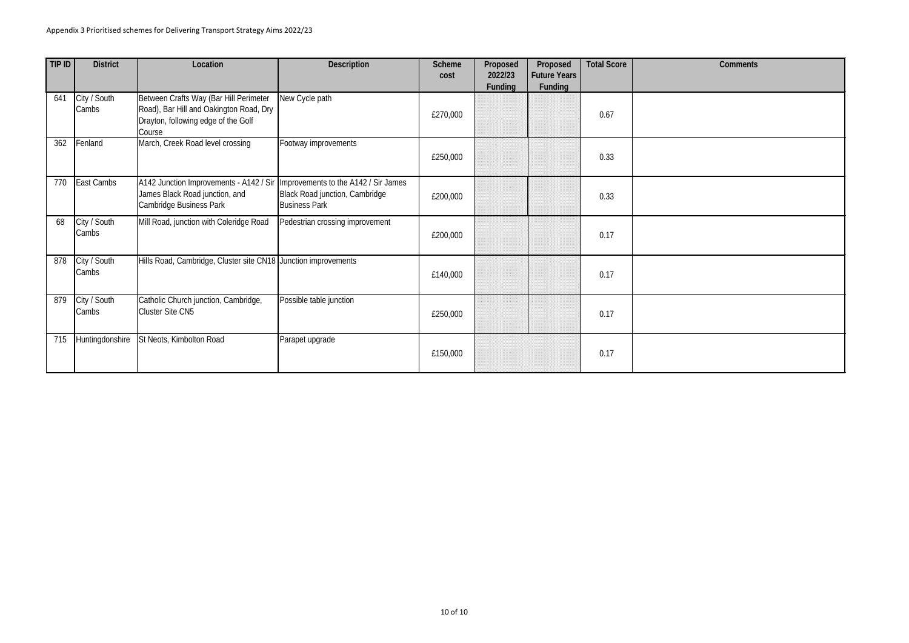Appendix 3 Prioritised schemes for Delivering Transport Strategy Aims 2022/23

| TIP ID | District | Location | Description | Scheme cost | Proposed 2022/23 Funding | Proposed Future Years Funding | Total Score | Comments |
|---|---|---|---|---|---|---|---|---|
| 641 | City / South Cambs | Between Crafts Way (Bar Hill Perimeter Road), Bar Hill and Oakington Road, Dry Drayton, following edge of the Golf Course | New Cycle path | £270,000 | | | 0.67 | |
| 362 | Fenland | March, Creek Road level crossing | Footway improvements | £250,000 | | | 0.33 | |
| 770 | East Cambs | A142 Junction Improvements - A142 / Sir James Black Road junction, and Cambridge Business Park | Improvements to the A142 / Sir James Black Road junction, Cambridge Business Park | £200,000 | | | 0.33 | |
| 68 | City / South Cambs | Mill Road, junction with Coleridge Road | Pedestrian crossing improvement | £200,000 | | | 0.17 | |
| 878 | City / South Cambs | Hills Road, Cambridge, Cluster site CN18 | Junction improvements | £140,000 | | | 0.17 | |
| 879 | City / South Cambs | Catholic Church junction, Cambridge, Cluster Site CN5 | Possible table junction | £250,000 | | | 0.17 | |
| 715 | Huntingdonshire | St Neots, Kimbolton Road | Parapet upgrade | £150,000 | | | 0.17 | |